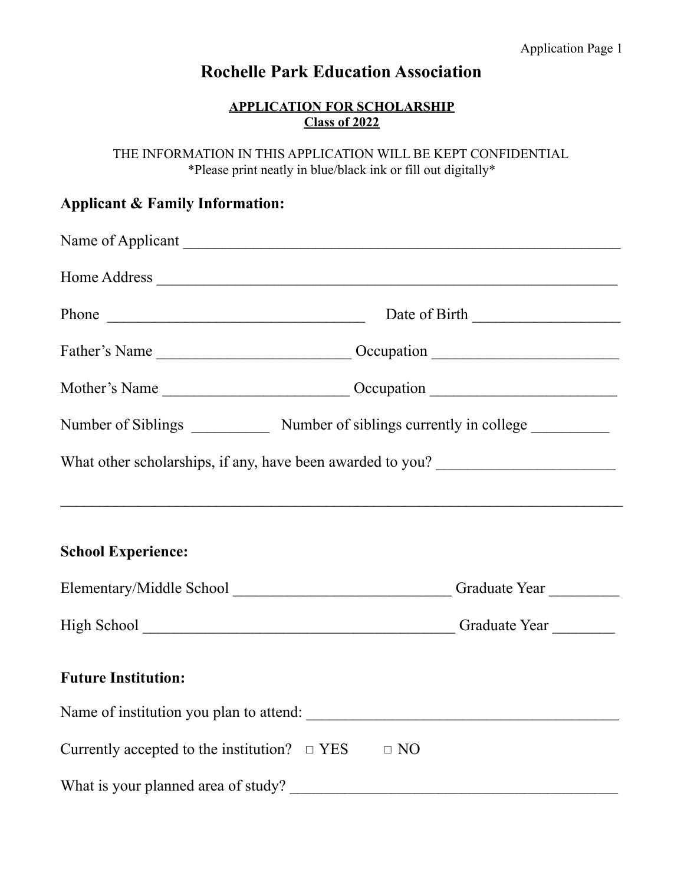# Rochelle Park Education Association

**APPLICATION FOR SCHOLARSHIP**
**Class of 2022**

THE INFORMATION IN THIS APPLICATION WILL BE KEPT CONFIDENTIAL
*Please print neatly in blue/black ink or fill out digitally*

## Applicant & Family Information:

Name of Applicant ____________________________________________________________

Home Address ______________________________________________________________

Phone _________________________________ Date of Birth __________________

Father's Name _________________________ Occupation ________________________

Mother's Name ________________________ Occupation ________________________

Number of Siblings __________ Number of siblings currently in college _________

What other scholarships, if any, have been awarded to you? ______________________

_________________________________________________________________________

## School Experience:

Elementary/Middle School ___________________________ Graduate Year _________

High School _______________________________________ Graduate Year ________

## Future Institution:

Name of institution you plan to attend: ________________________________________

Currently accepted to the institution? □ YES □ NO

What is your planned area of study? __________________________________________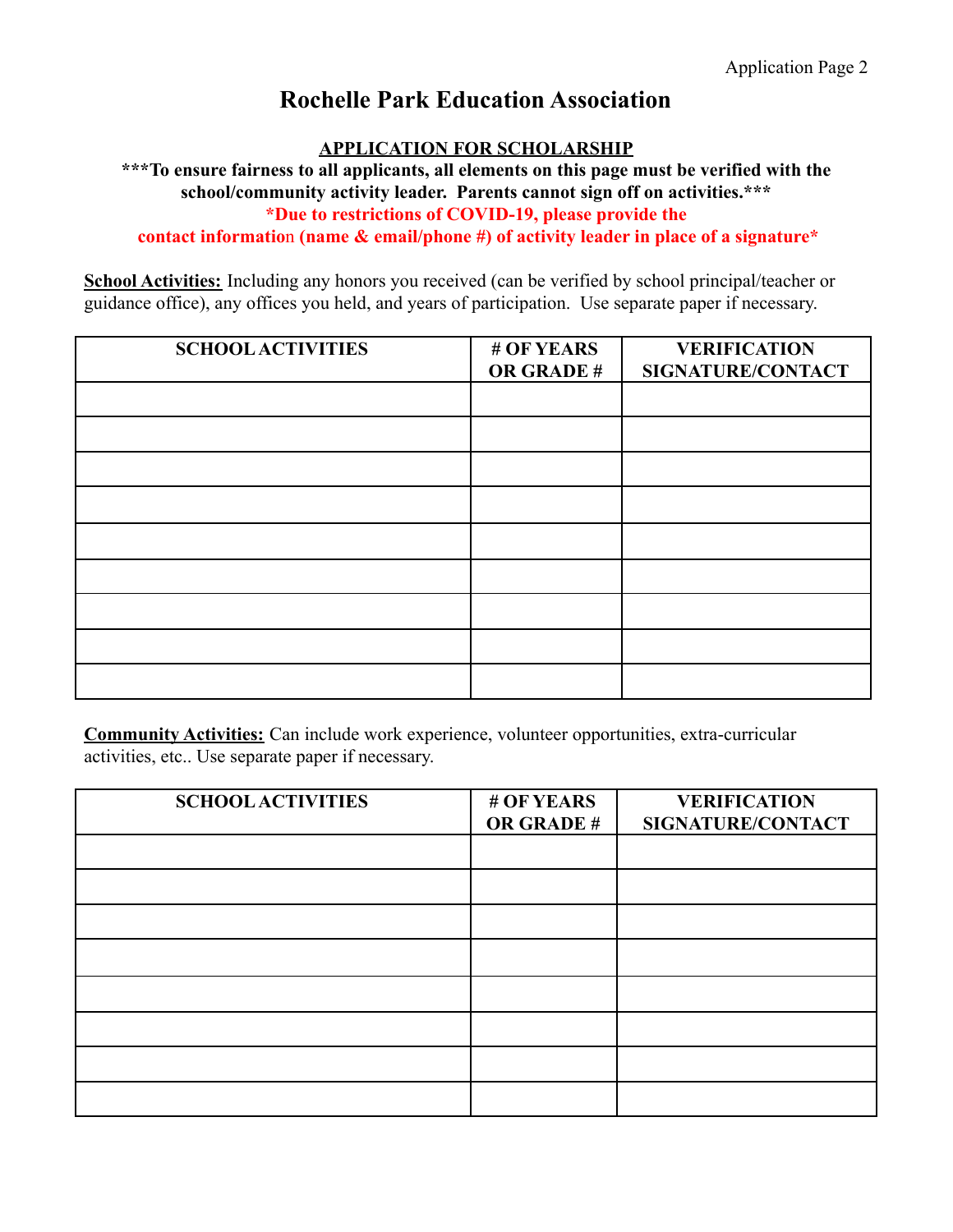# Rochelle Park Education Association

**APPLICATION FOR SCHOLARSHIP**

**\*\*\*To ensure fairness to all applicants, all elements on this page must be verified with the school/community activity leader. Parents cannot sign off on activities.\*\*\***

**\*Due to restrictions of COVID-19, please provide the contact information (name & email/phone #) of activity leader in place of a signature\***

**School Activities:** Including any honors you received (can be verified by school principal/teacher or guidance office), any offices you held, and years of participation. Use separate paper if necessary.

| SCHOOL ACTIVITIES | # OF YEARS OR GRADE # | VERIFICATION SIGNATURE/CONTACT |
|---|---|---|
| | | |
| | | |
| | | |
| | | |
| | | |
| | | |
| | | |
| | | |
| | | |

**Community Activities:** Can include work experience, volunteer opportunities, extra-curricular activities, etc.. Use separate paper if necessary.

| SCHOOL ACTIVITIES | # OF YEARS OR GRADE # | VERIFICATION SIGNATURE/CONTACT |
|---|---|---|
| | | |
| | | |
| | | |
| | | |
| | | |
| | | |
| | | |
| | | |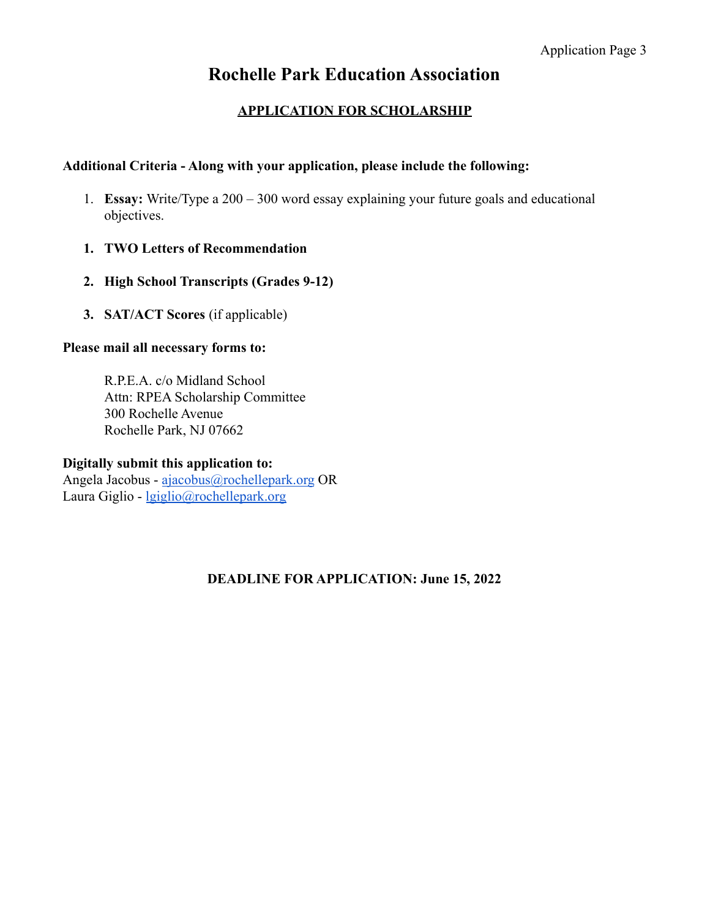# Rochelle Park Education Association

## APPLICATION FOR SCHOLARSHIP

**Additional Criteria - Along with your application, please include the following:**

1. **Essay:** Write/Type a 200 – 300 word essay explaining your future goals and educational objectives.

1. **TWO Letters of Recommendation**

2. **High School Transcripts (Grades 9-12)**

3. **SAT/ACT Scores** (if applicable)

**Please mail all necessary forms to:**

R.P.E.A. c/o Midland School
Attn: RPEA Scholarship Committee
300 Rochelle Avenue
Rochelle Park, NJ 07662

**Digitally submit this application to:**
Angela Jacobus - ajacobus@rochellepark.org OR
Laura Giglio - lgiglio@rochellepark.org

**DEADLINE FOR APPLICATION: June 15, 2022**